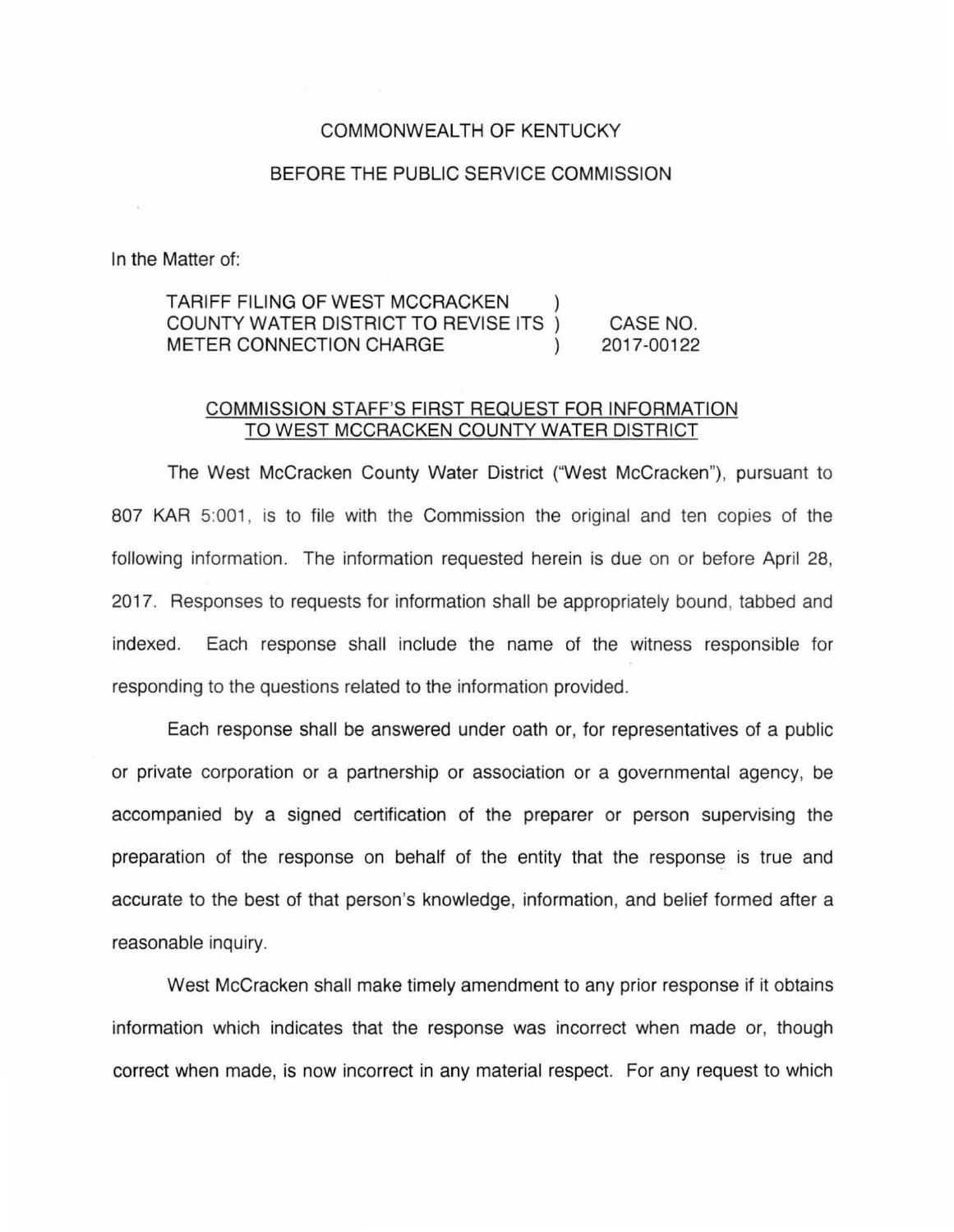COMMONWEALTH OF KENTUCKY

BEFORE THE PUBLIC SERVICE COMMISSION

In the Matter of:

| | | |
|---|---|---|
| TARIFF FILING OF WEST MCCRACKEN COUNTY WATER DISTRICT TO REVISE ITS METER CONNECTION CHARGE | ) ) ) | CASE NO. 2017-00122 |

COMMISSION STAFF'S FIRST REQUEST FOR INFORMATION TO WEST MCCRACKEN COUNTY WATER DISTRICT

The West McCracken County Water District ("West McCracken"), pursuant to 807 KAR 5:001, is to file with the Commission the original and ten copies of the following information. The information requested herein is due on or before April 28, 2017. Responses to requests for information shall be appropriately bound, tabbed and indexed. Each response shall include the name of the witness responsible for responding to the questions related to the information provided.

Each response shall be answered under oath or, for representatives of a public or private corporation or a partnership or association or a governmental agency, be accompanied by a signed certification of the preparer or person supervising the preparation of the response on behalf of the entity that the response is true and accurate to the best of that person's knowledge, information, and belief formed after a reasonable inquiry.

West McCracken shall make timely amendment to any prior response if it obtains information which indicates that the response was incorrect when made or, though correct when made, is now incorrect in any material respect. For any request to which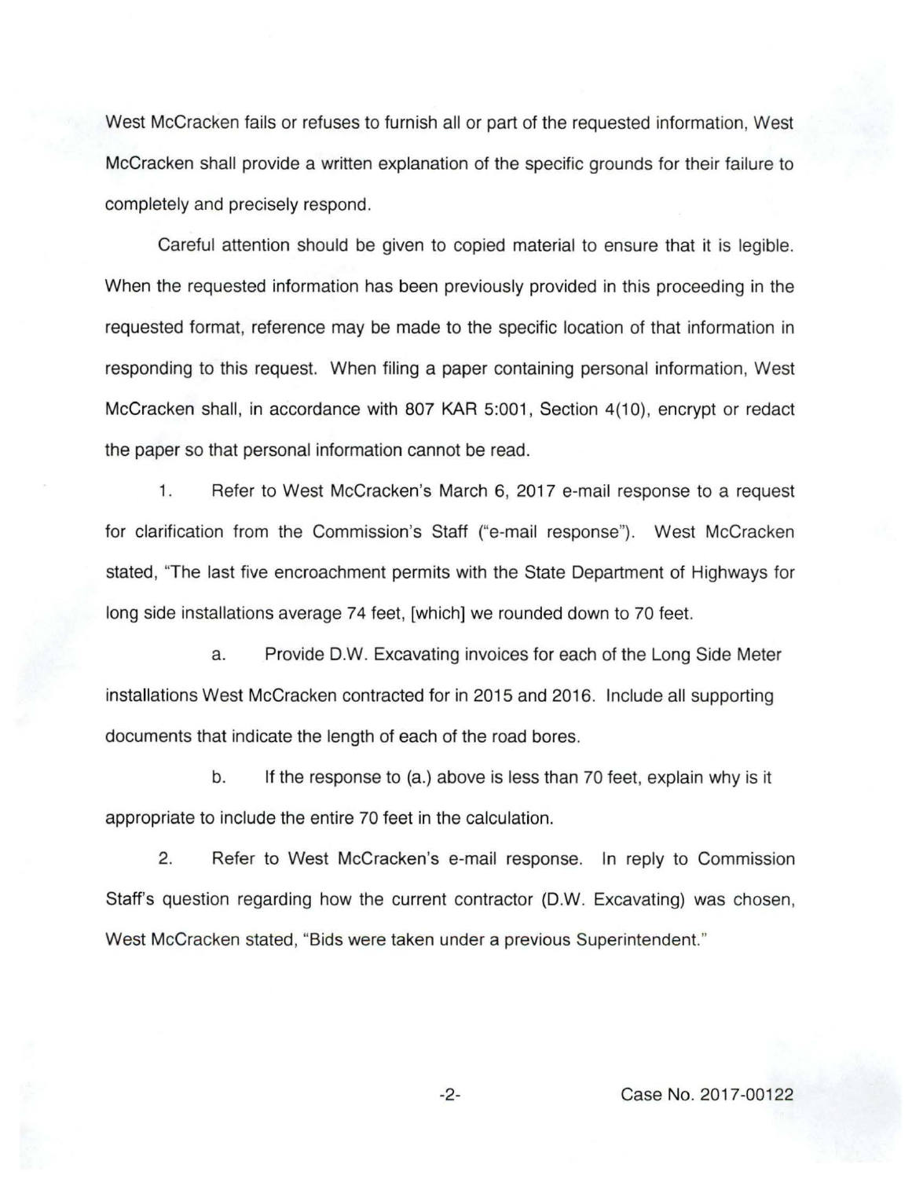West McCracken fails or refuses to furnish all or part of the requested information, West McCracken shall provide a written explanation of the specific grounds for their failure to completely and precisely respond.

Careful attention should be given to copied material to ensure that it is legible. When the requested information has been previously provided in this proceeding in the requested format, reference may be made to the specific location of that information in responding to this request. When filing a paper containing personal information, West McCracken shall, in accordance with 807 KAR 5:001, Section 4(10), encrypt or redact the paper so that personal information cannot be read.

1. Refer to West McCracken's March 6, 2017 e-mail response to a request for clarification from the Commission's Staff ("e-mail response"). West McCracken stated, "The last five encroachment permits with the State Department of Highways for long side installations average 74 feet, [which] we rounded down to 70 feet.

   a. Provide D.W. Excavating invoices for each of the Long Side Meter installations West McCracken contracted for in 2015 and 2016. Include all supporting documents that indicate the length of each of the road bores.

   b. If the response to (a.) above is less than 70 feet, explain why is it appropriate to include the entire 70 feet in the calculation.

2. Refer to West McCracken's e-mail response. In reply to Commission Staff's question regarding how the current contractor (D.W. Excavating) was chosen, West McCracken stated, "Bids were taken under a previous Superintendent."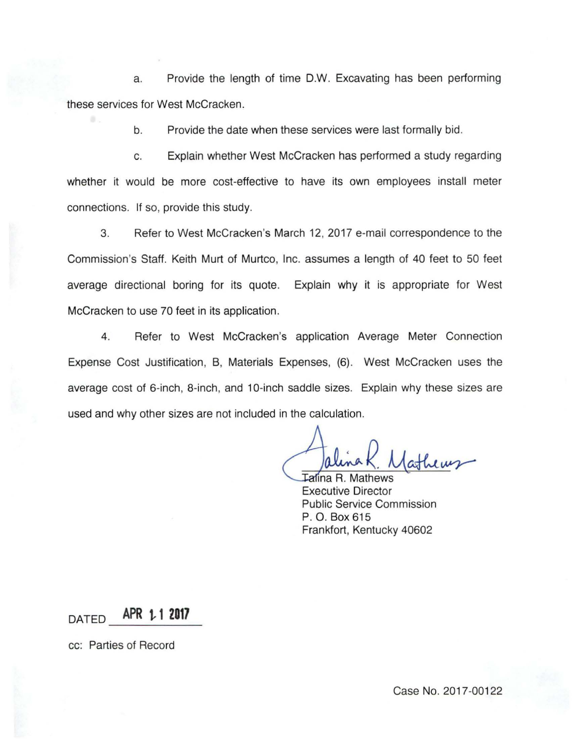a. Provide the length of time D.W. Excavating has been performing these services for West McCracken.

b. Provide the date when these services were last formally bid.

c. Explain whether West McCracken has performed a study regarding whether it would be more cost-effective to have its own employees install meter connections. If so, provide this study.

3. Refer to West McCracken's March 12, 2017 e-mail correspondence to the Commission's Staff. Keith Murt of Murtco, Inc. assumes a length of 40 feet to 50 feet average directional boring for its quote. Explain why it is appropriate for West McCracken to use 70 feet in its application.

4. Refer to West McCracken's application Average Meter Connection Expense Cost Justification, B, Materials Expenses, (6). West McCracken uses the average cost of 6-inch, 8-inch, and 10-inch saddle sizes. Explain why these sizes are used and why other sizes are not included in the calculation.

Talina R. Mathews
Executive Director
Public Service Commission
P. O. Box 615
Frankfort, Kentucky 40602

DATED APR 11 2017

cc: Parties of Record

Case No. 2017-00122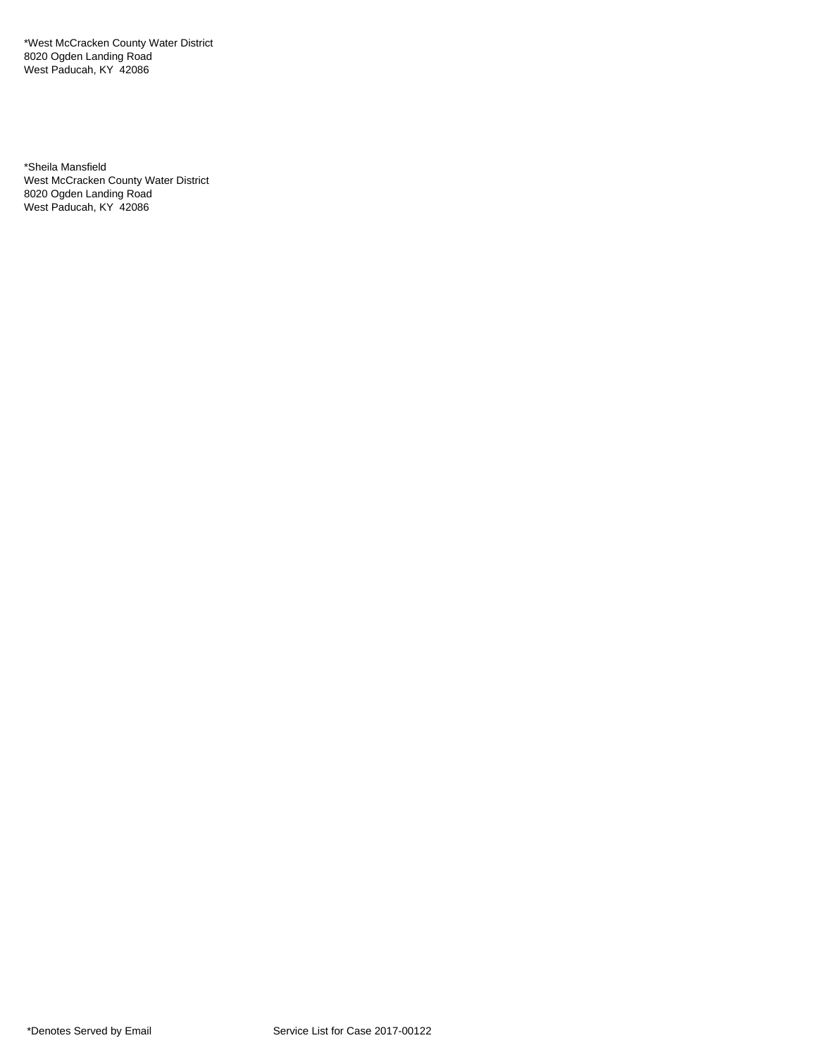*West McCracken County Water District
8020 Ogden Landing Road
West Paducah, KY  42086

*Sheila Mansfield
West McCracken County Water District
8020 Ogden Landing Road
West Paducah, KY  42086

*Denotes Served by Email

Service List for Case 2017-00122